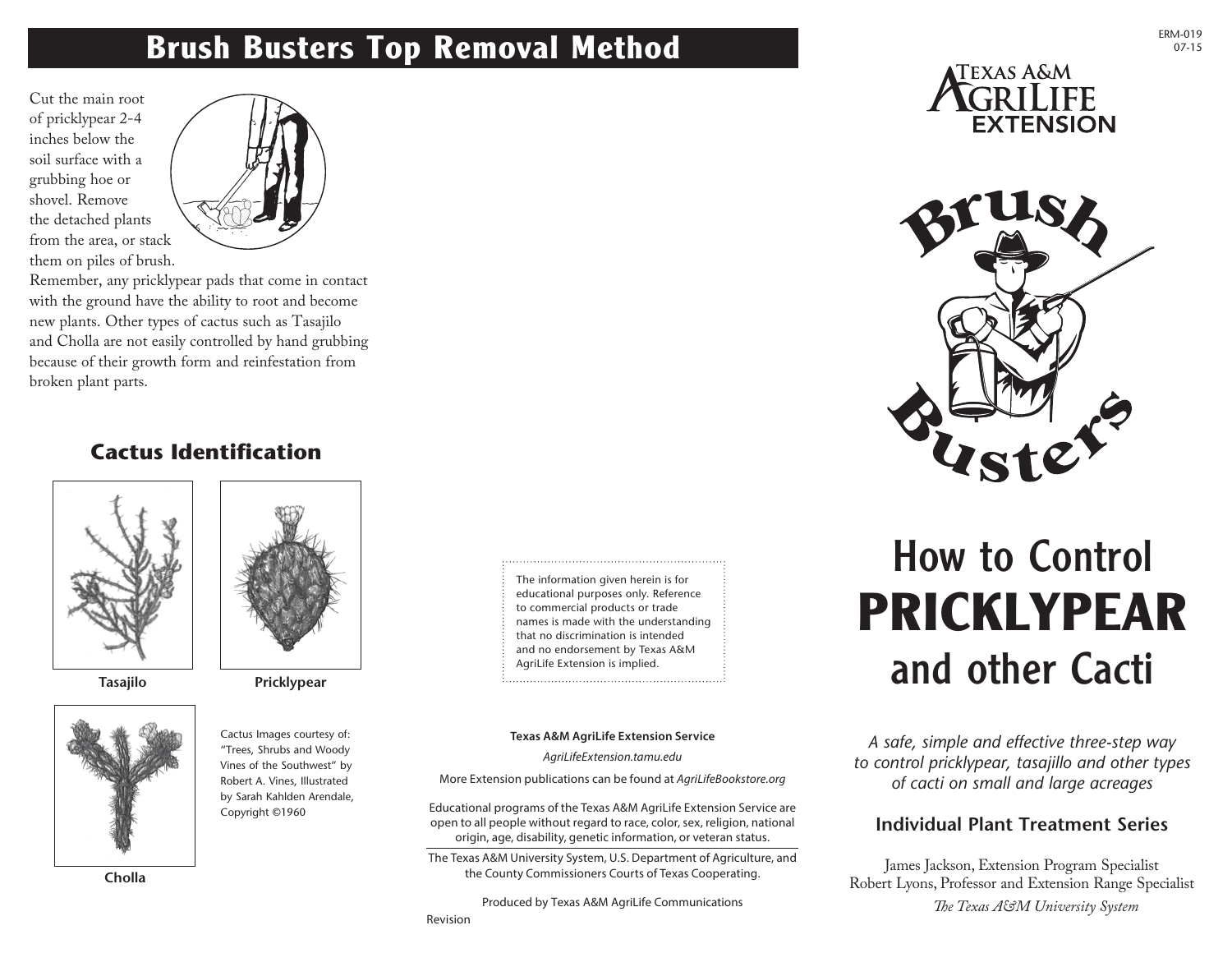## Brush Busters Top Removal Method

Cut the main root of pricklypear 2-4 inches below the soil surface with a grubbing hoe or shovel. Remove the detached plants from the area, or stack them on piles of brush.

Remember, any pricklypear pads that come in contact with the ground have the ability to root and become new plants. Other types of cactus such as Tasajilo and Cholla are not easily controlled by hand grubbing because of their growth form and reinfestation from broken plant parts.

### Cactus Identification

Tasajilo

Pricklypear

Cholla

Cactus Images courtesy of: "Trees, Shrubs and Woody Vines of the Southwest" by Robert A. Vines, Illustrated by Sarah Kahlden Arendale, Copyright ©1960

The information given herein is for educational purposes only. Reference to commercial products or trade names is made with the understanding that no discrimination is intended and no endorsement by Texas A&M AgriLife Extension is implied.

**Texas A&M AgriLife Extension Service**

*AgriLifeExtension.tamu.edu*

More Extension publications can be found at *AgriLifeBookstore.org*

Educational programs of the Texas A&M AgriLife Extension Service are open to all people without regard to race, color, sex, religion, national origin, age, disability, genetic information, or veteran status.

The Texas A&M University System, U.S. Department of Agriculture, and the County Commissioners Courts of Texas Cooperating.

Produced by Texas A&M AgriLife Communications

Revision

ERM-019
07-15

Texas A&M AgriLife Extension

Brush Busters

# How to Control PRICKLYPEAR and other Cacti

*A safe, simple and effective three-step way to control pricklypear, tasajillo and other types of cacti on small and large acreages*

**Individual Plant Treatment Series**

James Jackson, Extension Program Specialist
Robert Lyons, Professor and Extension Range Specialist
*The Texas A&M University System*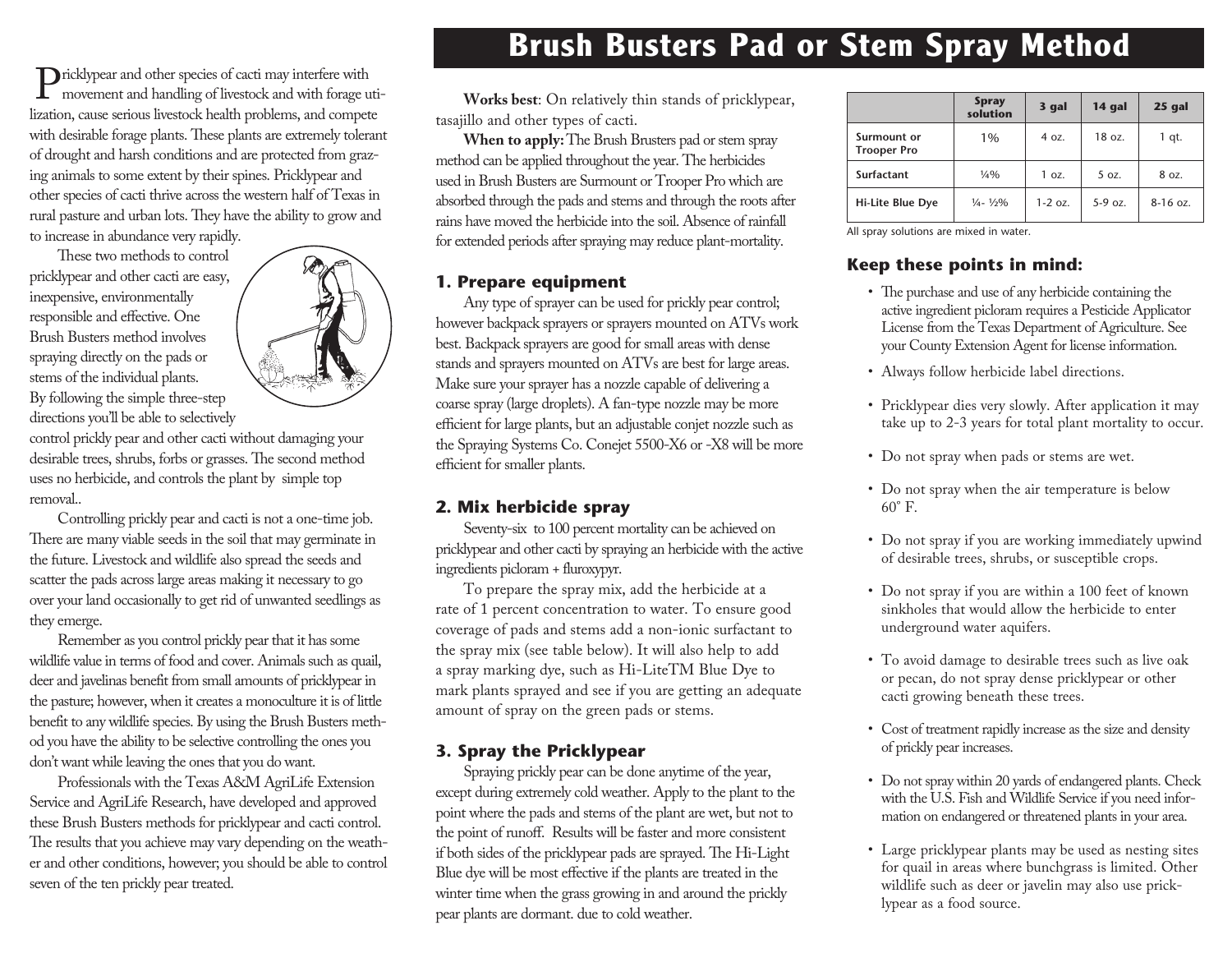Pricklypear and other species of cacti may interfere with movement and handling of livestock and with forage utilization, cause serious livestock health problems, and compete with desirable forage plants. These plants are extremely tolerant of drought and harsh conditions and are protected from grazing animals to some extent by their spines. Pricklypear and other species of cacti thrive across the western half of Texas in rural pasture and urban lots. They have the ability to grow and to increase in abundance very rapidly.

These two methods to control pricklypear and other cacti are easy, inexpensive, environmentally responsible and effective. One Brush Busters method involves spraying directly on the pads or stems of the individual plants. By following the simple three-step directions you'll be able to selectively control prickly pear and other cacti without damaging your desirable trees, shrubs, forbs or grasses. The second method uses no herbicide, and controls the plant by simple top removal..

Controlling prickly pear and cacti is not a one-time job. There are many viable seeds in the soil that may germinate in the future. Livestock and wildlife also spread the seeds and scatter the pads across large areas making it necessary to go over your land occasionally to get rid of unwanted seedlings as they emerge.

Remember as you control prickly pear that it has some wildlife value in terms of food and cover. Animals such as quail, deer and javelinas benefit from small amounts of pricklypear in the pasture; however, when it creates a monoculture it is of little benefit to any wildlife species. By using the Brush Busters method you have the ability to be selective controlling the ones you don't want while leaving the ones that you do want.

Professionals with the Texas A&M AgriLife Extension Service and AgriLife Research, have developed and approved these Brush Busters methods for pricklypear and cacti control. The results that you achieve may vary depending on the weather and other conditions, however, you should be able to control seven of the ten prickly pear treated.

# Brush Busters Pad or Stem Spray Method

**Works best**: On relatively thin stands of pricklypear, tasajillo and other types of cacti.

**When to apply:** The Brush Brusters pad or stem spray method can be applied throughout the year. The herbicides used in Brush Busters are Surmount or Trooper Pro which are absorbed through the pads and stems and through the roots after rains have moved the herbicide into the soil. Absence of rainfall for extended periods after spraying may reduce plant-mortality.

### 1. Prepare equipment

Any type of sprayer can be used for prickly pear control; however backpack sprayers or sprayers mounted on ATVs work best. Backpack sprayers are good for small areas with dense stands and sprayers mounted on ATVs are best for large areas. Make sure your sprayer has a nozzle capable of delivering a coarse spray (large droplets). A fan-type nozzle may be more efficient for large plants, but an adjustable conjet nozzle such as the Spraying Systems Co. Conejet 5500-X6 or -X8 will be more efficient for smaller plants.

### 2. Mix herbicide spray

Seventy-six to 100 percent mortality can be achieved on pricklypear and other cacti by spraying an herbicide with the active ingredients picloram + fluroxypyr.

To prepare the spray mix, add the herbicide at a rate of 1 percent concentration to water. To ensure good coverage of pads and stems add a non-ionic surfactant to the spray mix (see table below). It will also help to add a spray marking dye, such as Hi-LiteTM Blue Dye to mark plants sprayed and see if you are getting an adequate amount of spray on the green pads or stems.

### 3. Spray the Pricklypear

Spraying prickly pear can be done anytime of the year, except during extremely cold weather. Apply to the plant to the point where the pads and stems of the plant are wet, but not to the point of runoff. Results will be faster and more consistent if both sides of the pricklypear pads are sprayed. The Hi-Light Blue dye will be most effective if the plants are treated in the winter time when the grass growing in and around the prickly pear plants are dormant. due to cold weather.

| | Spray solution | 3 gal | 14 gal | 25 gal |
|---|---|---|---|---|
| Surmount or Trooper Pro | 1% | 4 oz. | 18 oz. | 1 qt. |
| Surfactant | ¼% | 1 oz. | 5 oz. | 8 oz. |
| Hi-Lite Blue Dye | ¼- ½% | 1-2 oz. | 5-9 oz. | 8-16 oz. |

All spray solutions are mixed in water.

### Keep these points in mind:

- The purchase and use of any herbicide containing the active ingredient picloram requires a Pesticide Applicator License from the Texas Department of Agriculture. See your County Extension Agent for license information.
- Always follow herbicide label directions.
- Pricklypear dies very slowly. After application it may take up to 2-3 years for total plant mortality to occur.
- Do not spray when pads or stems are wet.
- Do not spray when the air temperature is below 60° F.
- Do not spray if you are working immediately upwind of desirable trees, shrubs, or susceptible crops.
- Do not spray if you are within a 100 feet of known sinkholes that would allow the herbicide to enter underground water aquifers.
- To avoid damage to desirable trees such as live oak or pecan, do not spray dense pricklypear or other cacti growing beneath these trees.
- Cost of treatment rapidly increase as the size and density of prickly pear increases.
- Do not spray within 20 yards of endangered plants. Check with the U.S. Fish and Wildlife Service if you need information on endangered or threatened plants in your area.
- Large pricklypear plants may be used as nesting sites for quail in areas where bunchgrass is limited. Other wildlife such as deer or javelin may also use pricklypear as a food source.